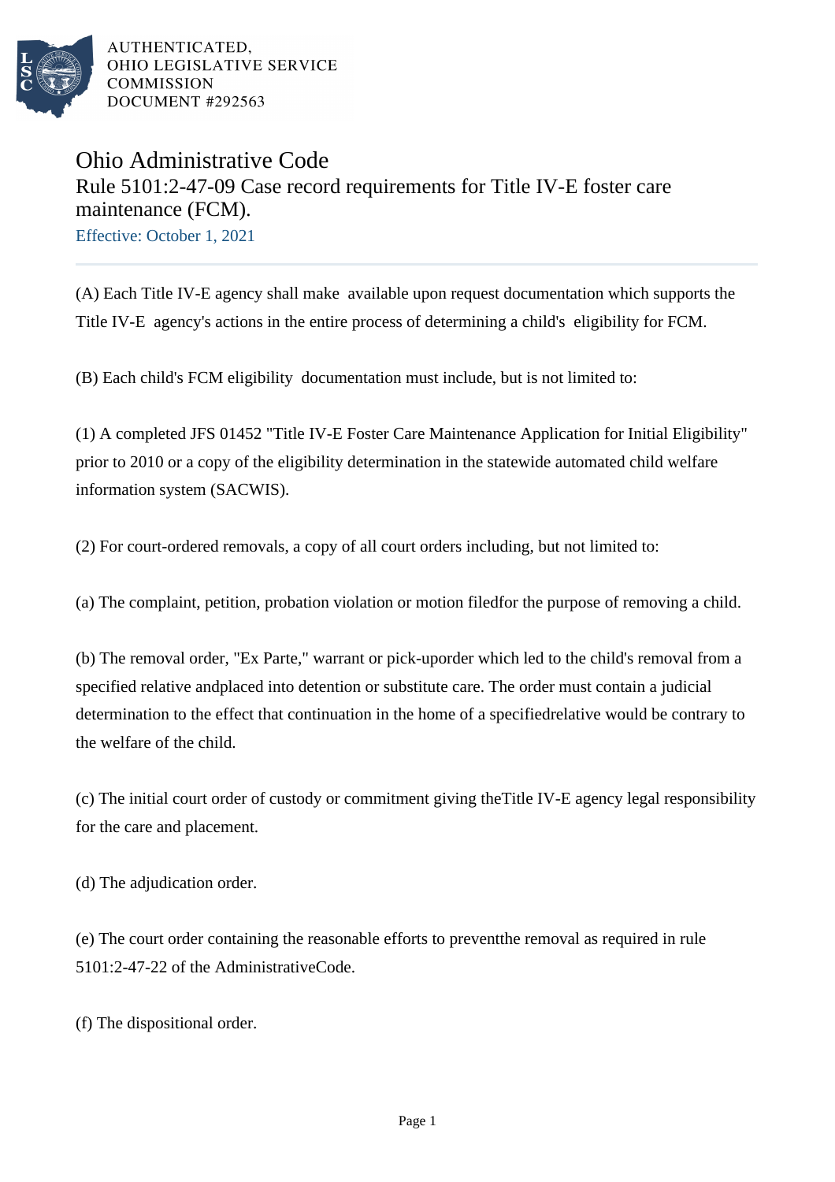AUTHENTICATED,
OHIO LEGISLATIVE SERVICE
COMMISSION
DOCUMENT #292563

# Ohio Administrative Code

## Rule 5101:2-47-09 Case record requirements for Title IV-E foster care maintenance (FCM).

Effective: October 1, 2021

(A) Each Title IV-E agency shall make available upon request documentation which supports the Title IV-E agency's actions in the entire process of determining a child's eligibility for FCM.

(B) Each child's FCM eligibility documentation must include, but is not limited to:

(1) A completed JFS 01452 "Title IV-E Foster Care Maintenance Application for Initial Eligibility" prior to 2010 or a copy of the eligibility determination in the statewide automated child welfare information system (SACWIS).

(2) For court-ordered removals, a copy of all court orders including, but not limited to:

(a) The complaint, petition, probation violation or motion filedfor the purpose of removing a child.

(b) The removal order, "Ex Parte," warrant or pick-uporder which led to the child's removal from a specified relative andplaced into detention or substitute care. The order must contain a judicial determination to the effect that continuation in the home of a specifiedrelative would be contrary to the welfare of the child.

(c) The initial court order of custody or commitment giving theTitle IV-E agency legal responsibility for the care and placement.

(d) The adjudication order.

(e) The court order containing the reasonable efforts to preventthe removal as required in rule 5101:2-47-22 of the AdministrativeCode.

(f) The dispositional order.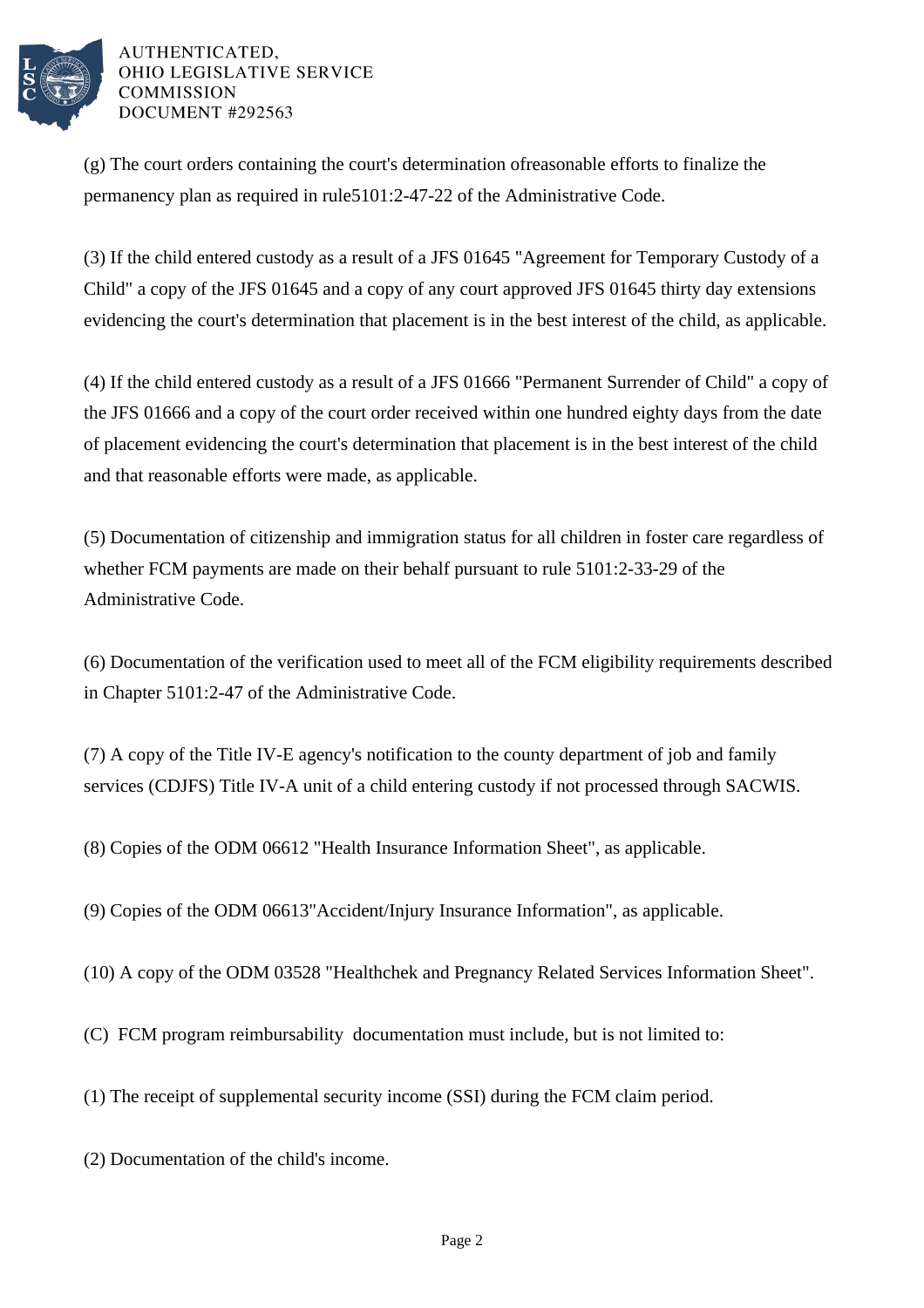(g) The court orders containing the court's determination ofreasonable efforts to finalize the permanency plan as required in rule5101:2-47-22 of the Administrative Code.

(3) If the child entered custody as a result of a JFS 01645 "Agreement for Temporary Custody of a Child" a copy of the JFS 01645 and a copy of any court approved JFS 01645 thirty day extensions evidencing the court's determination that placement is in the best interest of the child, as applicable.

(4) If the child entered custody as a result of a JFS 01666 "Permanent Surrender of Child" a copy of the JFS 01666 and a copy of the court order received within one hundred eighty days from the date of placement evidencing the court's determination that placement is in the best interest of the child and that reasonable efforts were made, as applicable.

(5) Documentation of citizenship and immigration status for all children in foster care regardless of whether FCM payments are made on their behalf pursuant to rule 5101:2-33-29 of the Administrative Code.

(6) Documentation of the verification used to meet all of the FCM eligibility requirements described in Chapter 5101:2-47 of the Administrative Code.

(7) A copy of the Title IV-E agency's notification to the county department of job and family services (CDJFS) Title IV-A unit of a child entering custody if not processed through SACWIS.

(8) Copies of the ODM 06612 "Health Insurance Information Sheet", as applicable.

(9) Copies of the ODM 06613"Accident/Injury Insurance Information", as applicable.

(10) A copy of the ODM 03528 "Healthchek and Pregnancy Related Services Information Sheet".

(C) FCM program reimbursability documentation must include, but is not limited to:

(1) The receipt of supplemental security income (SSI) during the FCM claim period.

(2) Documentation of the child's income.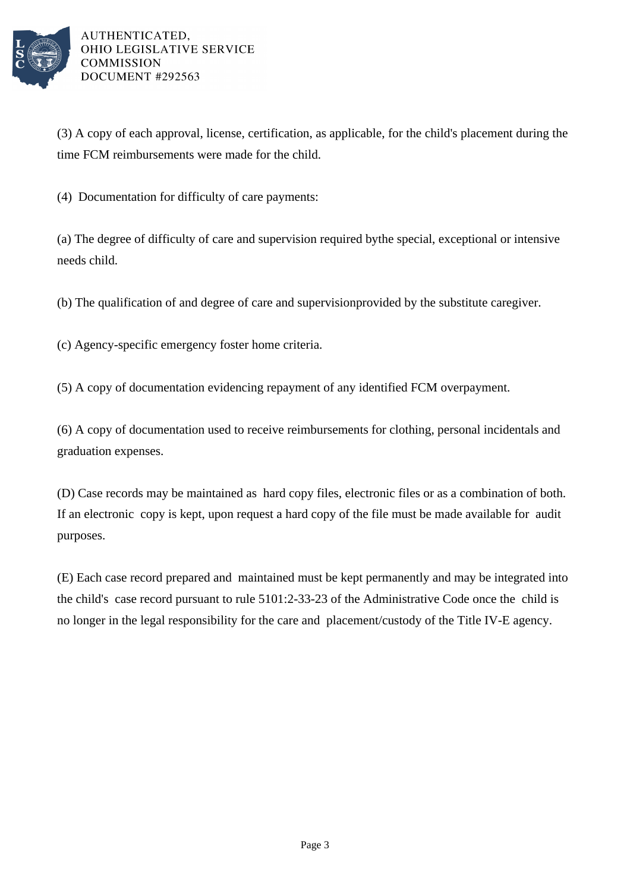(3) A copy of each approval, license, certification, as applicable, for the child's placement during the time FCM reimbursements were made for the child.

(4) Documentation for difficulty of care payments:

(a) The degree of difficulty of care and supervision required bythe special, exceptional or intensive needs child.

(b) The qualification of and degree of care and supervisionprovided by the substitute caregiver.

(c) Agency-specific emergency foster home criteria.

(5) A copy of documentation evidencing repayment of any identified FCM overpayment.

(6) A copy of documentation used to receive reimbursements for clothing, personal incidentals and graduation expenses.

(D) Case records may be maintained as hard copy files, electronic files or as a combination of both. If an electronic copy is kept, upon request a hard copy of the file must be made available for audit purposes.

(E) Each case record prepared and maintained must be kept permanently and may be integrated into the child's case record pursuant to rule 5101:2-33-23 of the Administrative Code once the child is no longer in the legal responsibility for the care and placement/custody of the Title IV-E agency.